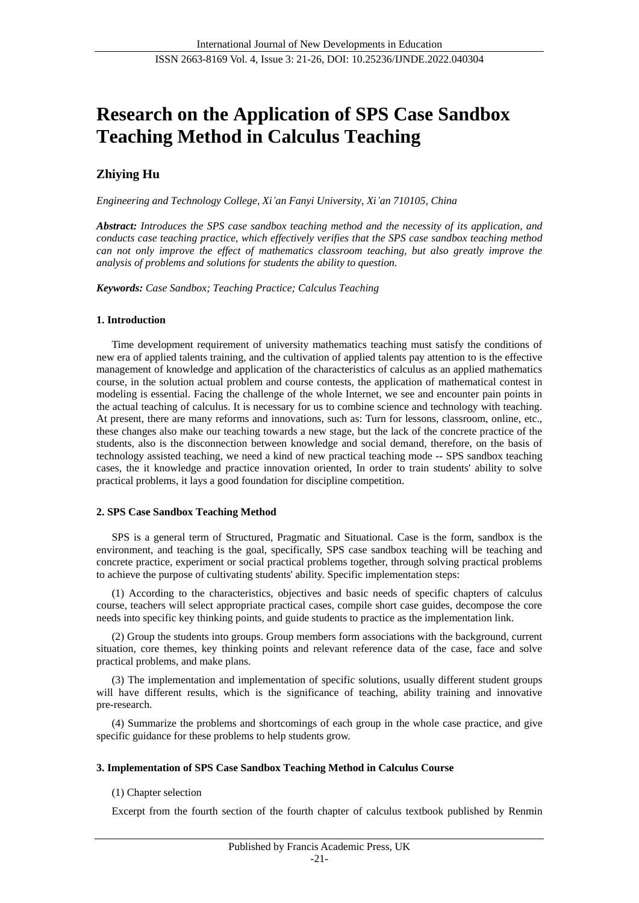# Research on the Application of SPS Case Sandbox Teaching Method in Calculus Teaching

**Zhiying Hu**

*Engineering and Technology College, Xi'an Fanyi University, Xi'an 710105, China*

***Abstract:*** *Introduces the SPS case sandbox teaching method and the necessity of its application, and conducts case teaching practice, which effectively verifies that the SPS case sandbox teaching method can not only improve the effect of mathematics classroom teaching, but also greatly improve the analysis of problems and solutions for students the ability to question.*

***Keywords:*** *Case Sandbox; Teaching Practice; Calculus Teaching*

## 1. Introduction

Time development requirement of university mathematics teaching must satisfy the conditions of new era of applied talents training, and the cultivation of applied talents pay attention to is the effective management of knowledge and application of the characteristics of calculus as an applied mathematics course, in the solution actual problem and course contests, the application of mathematical contest in modeling is essential. Facing the challenge of the whole Internet, we see and encounter pain points in the actual teaching of calculus. It is necessary for us to combine science and technology with teaching. At present, there are many reforms and innovations, such as: Turn for lessons, classroom, online, etc., these changes also make our teaching towards a new stage, but the lack of the concrete practice of the students, also is the disconnection between knowledge and social demand, therefore, on the basis of technology assisted teaching, we need a kind of new practical teaching mode -- SPS sandbox teaching cases, the it knowledge and practice innovation oriented, In order to train students' ability to solve practical problems, it lays a good foundation for discipline competition.

## 2. SPS Case Sandbox Teaching Method

SPS is a general term of Structured, Pragmatic and Situational. Case is the form, sandbox is the environment, and teaching is the goal, specifically, SPS case sandbox teaching will be teaching and concrete practice, experiment or social practical problems together, through solving practical problems to achieve the purpose of cultivating students' ability. Specific implementation steps:

(1) According to the characteristics, objectives and basic needs of specific chapters of calculus course, teachers will select appropriate practical cases, compile short case guides, decompose the core needs into specific key thinking points, and guide students to practice as the implementation link.

(2) Group the students into groups. Group members form associations with the background, current situation, core themes, key thinking points and relevant reference data of the case, face and solve practical problems, and make plans.

(3) The implementation and implementation of specific solutions, usually different student groups will have different results, which is the significance of teaching, ability training and innovative pre-research.

(4) Summarize the problems and shortcomings of each group in the whole case practice, and give specific guidance for these problems to help students grow.

## 3. Implementation of SPS Case Sandbox Teaching Method in Calculus Course

(1) Chapter selection

Excerpt from the fourth section of the fourth chapter of calculus textbook published by Renmin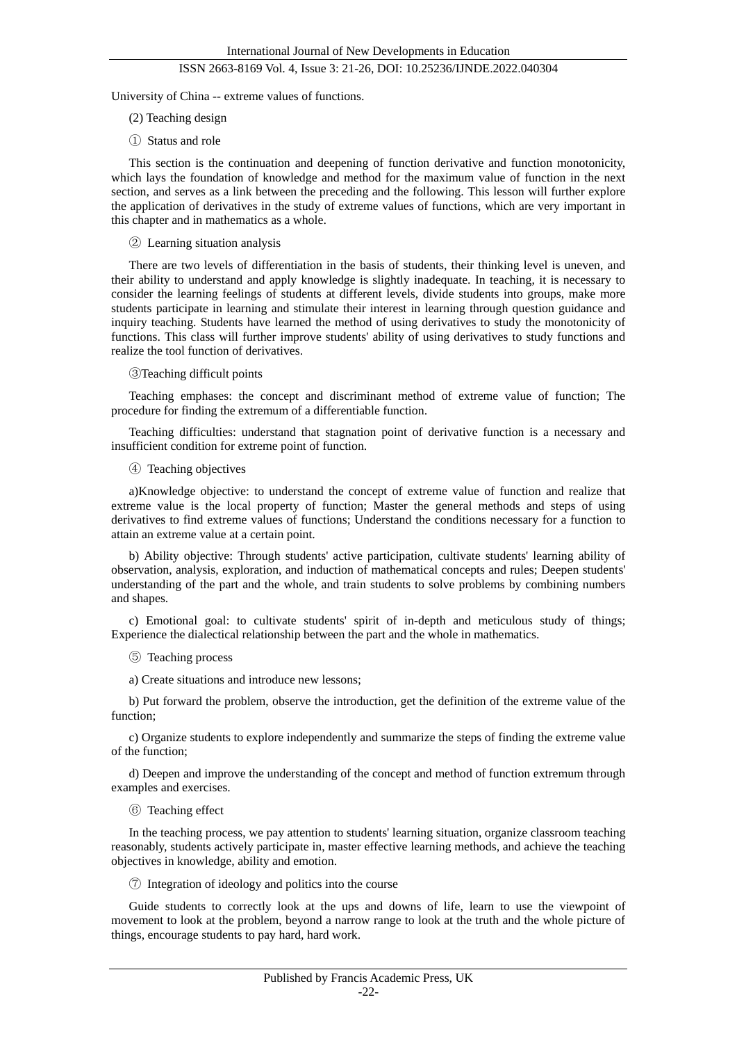University of China -- extreme values of functions.

(2) Teaching design

① Status and role

This section is the continuation and deepening of function derivative and function monotonicity, which lays the foundation of knowledge and method for the maximum value of function in the next section, and serves as a link between the preceding and the following. This lesson will further explore the application of derivatives in the study of extreme values of functions, which are very important in this chapter and in mathematics as a whole.

② Learning situation analysis

There are two levels of differentiation in the basis of students, their thinking level is uneven, and their ability to understand and apply knowledge is slightly inadequate. In teaching, it is necessary to consider the learning feelings of students at different levels, divide students into groups, make more students participate in learning and stimulate their interest in learning through question guidance and inquiry teaching. Students have learned the method of using derivatives to study the monotonicity of functions. This class will further improve students' ability of using derivatives to study functions and realize the tool function of derivatives.

③Teaching difficult points

Teaching emphases: the concept and discriminant method of extreme value of function; The procedure for finding the extremum of a differentiable function.

Teaching difficulties: understand that stagnation point of derivative function is a necessary and insufficient condition for extreme point of function.

④ Teaching objectives

a)Knowledge objective: to understand the concept of extreme value of function and realize that extreme value is the local property of function; Master the general methods and steps of using derivatives to find extreme values of functions; Understand the conditions necessary for a function to attain an extreme value at a certain point.

b) Ability objective: Through students' active participation, cultivate students' learning ability of observation, analysis, exploration, and induction of mathematical concepts and rules; Deepen students' understanding of the part and the whole, and train students to solve problems by combining numbers and shapes.

c) Emotional goal: to cultivate students' spirit of in-depth and meticulous study of things; Experience the dialectical relationship between the part and the whole in mathematics.

⑤ Teaching process

a) Create situations and introduce new lessons;

b) Put forward the problem, observe the introduction, get the definition of the extreme value of the function;

c) Organize students to explore independently and summarize the steps of finding the extreme value of the function;

d) Deepen and improve the understanding of the concept and method of function extremum through examples and exercises.

⑥ Teaching effect

In the teaching process, we pay attention to students' learning situation, organize classroom teaching reasonably, students actively participate in, master effective learning methods, and achieve the teaching objectives in knowledge, ability and emotion.

⑦ Integration of ideology and politics into the course

Guide students to correctly look at the ups and downs of life, learn to use the viewpoint of movement to look at the problem, beyond a narrow range to look at the truth and the whole picture of things, encourage students to pay hard, hard work.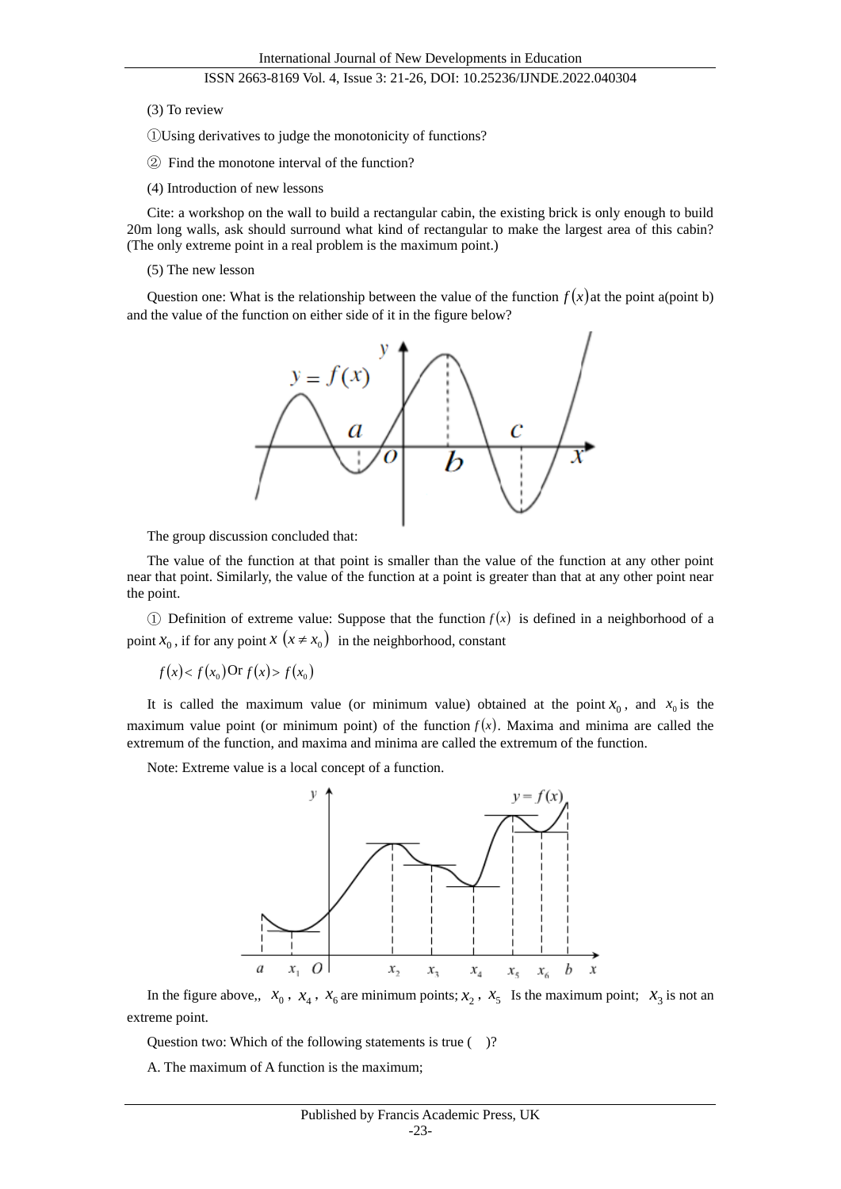(3) To review

①Using derivatives to judge the monotonicity of functions?

② Find the monotone interval of the function?

(4) Introduction of new lessons

Cite: a workshop on the wall to build a rectangular cabin, the existing brick is only enough to build 20m long walls, ask should surround what kind of rectangular to make the largest area of this cabin? (The only extreme point in a real problem is the maximum point.)

(5) The new lesson

Question one: What is the relationship between the value of the function $f(x)$ at the point a(point b) and the value of the function on either side of it in the figure below?

The group discussion concluded that:

The value of the function at that point is smaller than the value of the function at any other point near that point. Similarly, the value of the function at a point is greater than that at any other point near the point.

① Definition of extreme value: Suppose that the function $f(x)$ is defined in a neighborhood of a point $x_0$, if for any point $x\ (x \neq x_0)$ in the neighborhood, constant

$f(x) < f(x_0)$ Or $f(x) > f(x_0)$

It is called the maximum value (or minimum value) obtained at the point $x_0$, and $x_0$ is the maximum value point (or minimum point) of the function $f(x)$. Maxima and minima are called the extremum of the function, and maxima and minima are called the extremum of the function.

Note: Extreme value is a local concept of a function.

In the figure above,, $x_0$, $x_4$, $x_6$ are minimum points; $x_2$, $x_5$ Is the maximum point; $x_3$ is not an extreme point.

Question two: Which of the following statements is true ( )?

A. The maximum of A function is the maximum;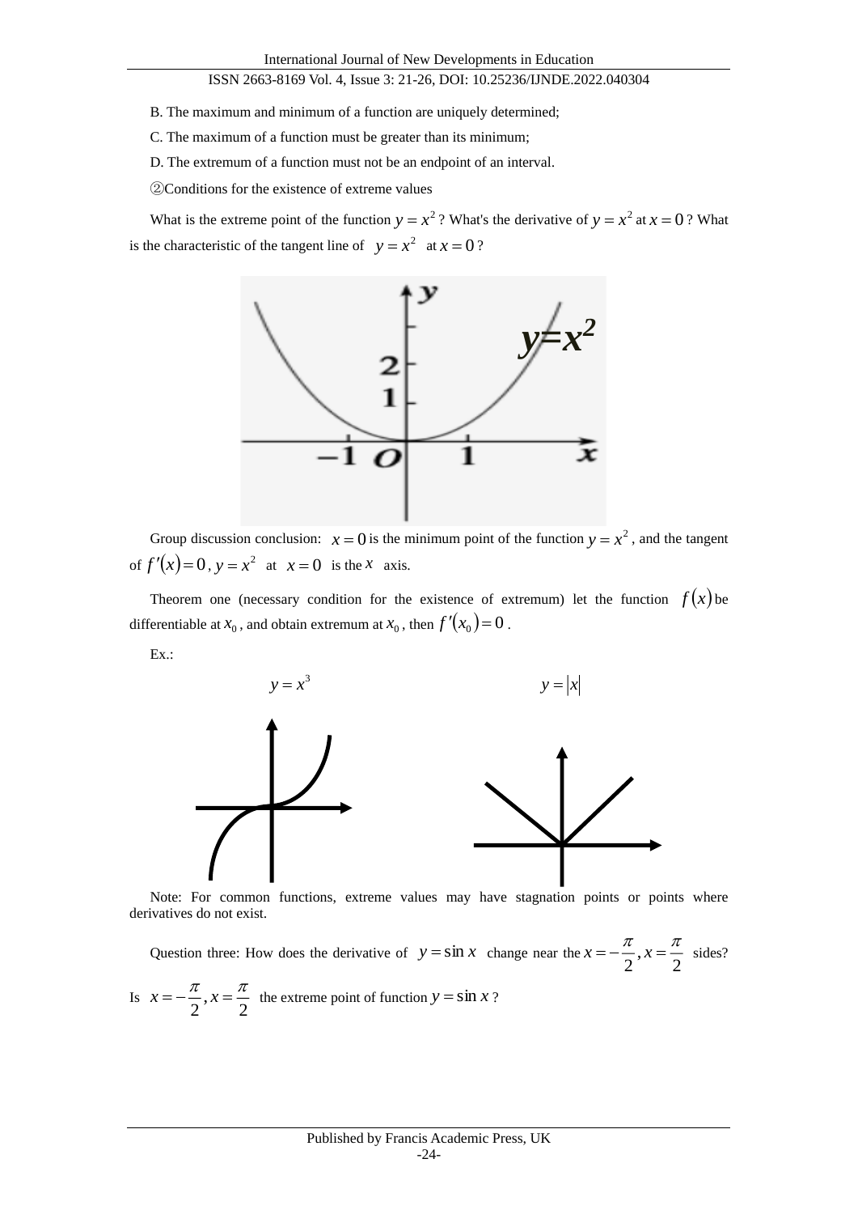B. The maximum and minimum of a function are uniquely determined;

C. The maximum of a function must be greater than its minimum;

D. The extremum of a function must not be an endpoint of an interval.

②Conditions for the existence of extreme values

What is the extreme point of the function $y = x^2$? What's the derivative of $y = x^2$ at $x = 0$? What is the characteristic of the tangent line of $y = x^2$ at $x = 0$?

Group discussion conclusion: $x = 0$ is the minimum point of the function $y = x^2$, and the tangent of $f'(x) = 0$, $y = x^2$ at $x = 0$ is the $x$ axis.

Theorem one (necessary condition for the existence of extremum) let the function $f(x)$ be differentiable at $x_0$, and obtain extremum at $x_0$, then $f'(x_0) = 0$.

Ex.:

$y = x^3$ $\qquad\qquad$ $y = |x|$

Note: For common functions, extreme values may have stagnation points or points where derivatives do not exist.

Question three: How does the derivative of $y = \sin x$ change near the $x = -\frac{\pi}{2}, x = \frac{\pi}{2}$ sides? Is $x = -\frac{\pi}{2}, x = \frac{\pi}{2}$ the extreme point of function $y = \sin x$?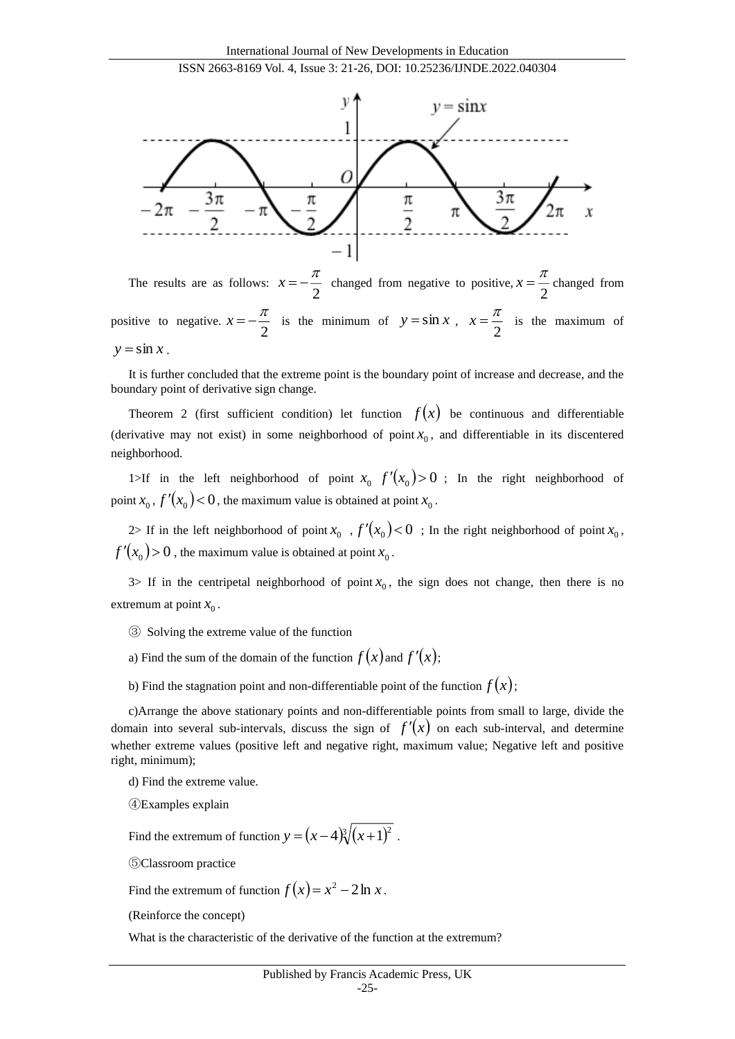The results are as follows: $x=-\frac{\pi}{2}$ changed from negative to positive, $x=\frac{\pi}{2}$ changed from positive to negative. $x=-\frac{\pi}{2}$ is the minimum of $y=\sin x$, $x=\frac{\pi}{2}$ is the maximum of $y=\sin x$.

It is further concluded that the extreme point is the boundary point of increase and decrease, and the boundary point of derivative sign change.

Theorem 2 (first sufficient condition) let function $f(x)$ be continuous and differentiable (derivative may not exist) in some neighborhood of point $x_0$, and differentiable in its discentered neighborhood.

1>If in the left neighborhood of point $x_0$ $f'(x_0)>0$ ; In the right neighborhood of point $x_0$, $f'(x_0)<0$, the maximum value is obtained at point $x_0$.

2> If in the left neighborhood of point $x_0$ , $f'(x_0)<0$ ; In the right neighborhood of point $x_0$, $f'(x_0)>0$ , the maximum value is obtained at point $x_0$.

3> If in the centripetal neighborhood of point $x_0$, the sign does not change, then there is no extremum at point $x_0$.

③ Solving the extreme value of the function

a) Find the sum of the domain of the function $f(x)$ and $f'(x)$;

b) Find the stagnation point and non-differentiable point of the function $f(x)$;

c)Arrange the above stationary points and non-differentiable points from small to large, divide the domain into several sub-intervals, discuss the sign of $f'(x)$ on each sub-interval, and determine whether extreme values (positive left and negative right, maximum value; Negative left and positive right, minimum);

d) Find the extreme value.

④Examples explain

Find the extremum of function $y=(x-4)\sqrt[3]{(x+1)^2}$ .

⑤Classroom practice

Find the extremum of function $f(x)=x^2-2\ln x$.

(Reinforce the concept)

What is the characteristic of the derivative of the function at the extremum?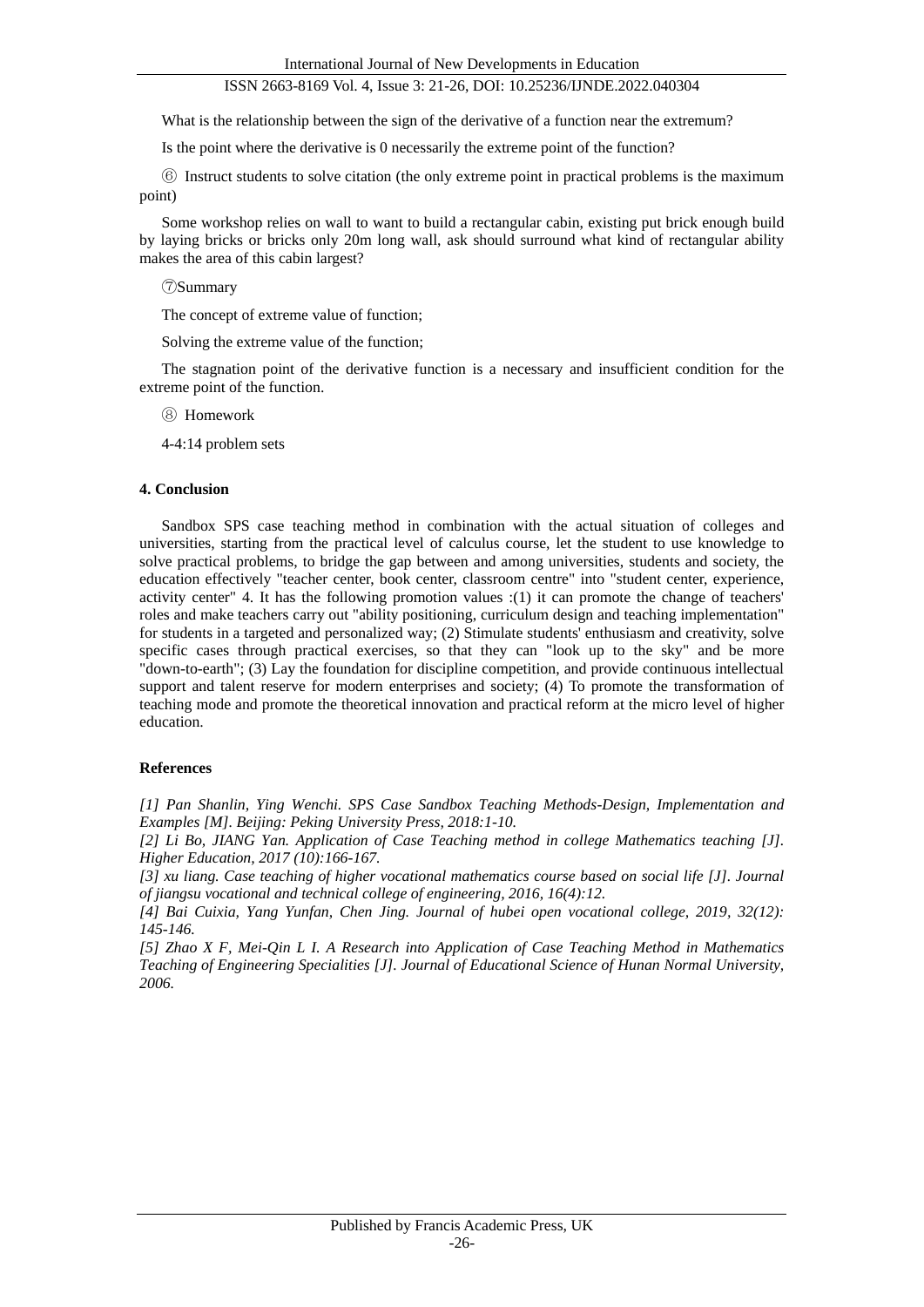What is the relationship between the sign of the derivative of a function near the extremum?

Is the point where the derivative is 0 necessarily the extreme point of the function?

⑥ Instruct students to solve citation (the only extreme point in practical problems is the maximum point)

Some workshop relies on wall to want to build a rectangular cabin, existing put brick enough build by laying bricks or bricks only 20m long wall, ask should surround what kind of rectangular ability makes the area of this cabin largest?

⑦Summary

The concept of extreme value of function;

Solving the extreme value of the function;

The stagnation point of the derivative function is a necessary and insufficient condition for the extreme point of the function.

⑧ Homework

4-4:14 problem sets

#### 4. Conclusion

Sandbox SPS case teaching method in combination with the actual situation of colleges and universities, starting from the practical level of calculus course, let the student to use knowledge to solve practical problems, to bridge the gap between and among universities, students and society, the education effectively "teacher center, book center, classroom centre" into "student center, experience, activity center" 4. It has the following promotion values :(1) it can promote the change of teachers' roles and make teachers carry out "ability positioning, curriculum design and teaching implementation" for students in a targeted and personalized way; (2) Stimulate students' enthusiasm and creativity, solve specific cases through practical exercises, so that they can "look up to the sky" and be more "down-to-earth"; (3) Lay the foundation for discipline competition, and provide continuous intellectual support and talent reserve for modern enterprises and society; (4) To promote the transformation of teaching mode and promote the theoretical innovation and practical reform at the micro level of higher education.

#### References

*[1] Pan Shanlin, Ying Wenchi. SPS Case Sandbox Teaching Methods-Design, Implementation and Examples [M]. Beijing: Peking University Press, 2018:1-10.*

*[2] Li Bo, JIANG Yan. Application of Case Teaching method in college Mathematics teaching [J]. Higher Education, 2017 (10):166-167.*

*[3] xu liang. Case teaching of higher vocational mathematics course based on social life [J]. Journal of jiangsu vocational and technical college of engineering, 2016, 16(4):12.*

*[4] Bai Cuixia, Yang Yunfan, Chen Jing. Journal of hubei open vocational college, 2019, 32(12): 145-146.*

*[5] Zhao X F, Mei-Qin L I. A Research into Application of Case Teaching Method in Mathematics Teaching of Engineering Specialities [J]. Journal of Educational Science of Hunan Normal University, 2006.*